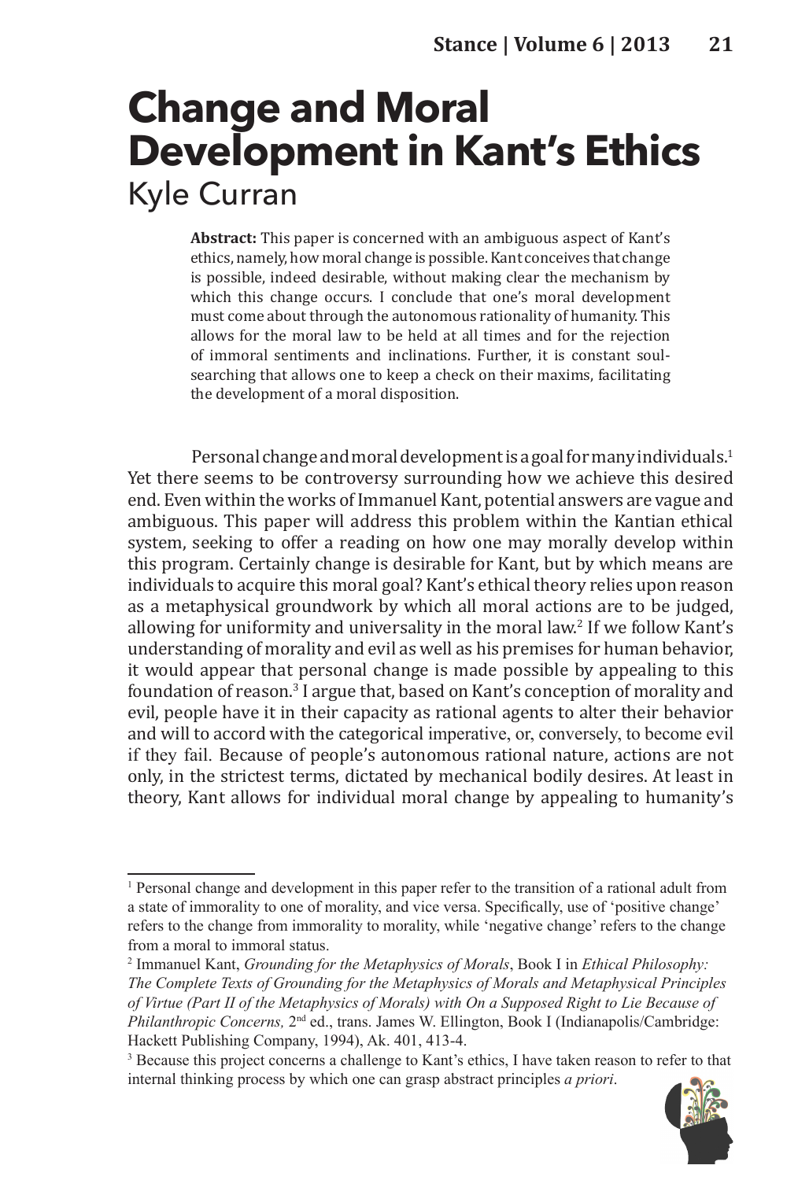# Change and Moral Development in Kant's Ethics

Kyle Curran

**Abstract:** This paper is concerned with an ambiguous aspect of Kant's ethics, namely, how moral change is possible. Kant conceives that change is possible, indeed desirable, without making clear the mechanism by which this change occurs. I conclude that one's moral development must come about through the autonomous rationality of humanity. This allows for the moral law to be held at all times and for the rejection of immoral sentiments and inclinations. Further, it is constant soul-searching that allows one to keep a check on their maxims, facilitating the development of a moral disposition.

Personal change and moral development is a goal for many individuals.[1] Yet there seems to be controversy surrounding how we achieve this desired end. Even within the works of Immanuel Kant, potential answers are vague and ambiguous. This paper will address this problem within the Kantian ethical system, seeking to offer a reading on how one may morally develop within this program. Certainly change is desirable for Kant, but by which means are individuals to acquire this moral goal? Kant's ethical theory relies upon reason as a metaphysical groundwork by which all moral actions are to be judged, allowing for uniformity and universality in the moral law.[2] If we follow Kant's understanding of morality and evil as well as his premises for human behavior, it would appear that personal change is made possible by appealing to this foundation of reason.[3] I argue that, based on Kant's conception of morality and evil, people have it in their capacity as rational agents to alter their behavior and will to accord with the categorical imperative, or, conversely, to become evil if they fail. Because of people's autonomous rational nature, actions are not only, in the strictest terms, dictated by mechanical bodily desires. At least in theory, Kant allows for individual moral change by appealing to humanity's

---

[1] Personal change and development in this paper refer to the transition of a rational adult from a state of immorality to one of morality, and vice versa. Specifically, use of 'positive change' refers to the change from immorality to morality, while 'negative change' refers to the change from a moral to immoral status.

[2] Immanuel Kant, *Grounding for the Metaphysics of Morals*, Book I in *Ethical Philosophy: The Complete Texts of Grounding for the Metaphysics of Morals and Metaphysical Principles of Virtue (Part II of the Metaphysics of Morals) with On a Supposed Right to Lie Because of Philanthropic Concerns,* 2nd ed., trans. James W. Ellington, Book I (Indianapolis/Cambridge: Hackett Publishing Company, 1994), Ak. 401, 413-4.

[3] Because this project concerns a challenge to Kant's ethics, I have taken reason to refer to that internal thinking process by which one can grasp abstract principles *a priori*.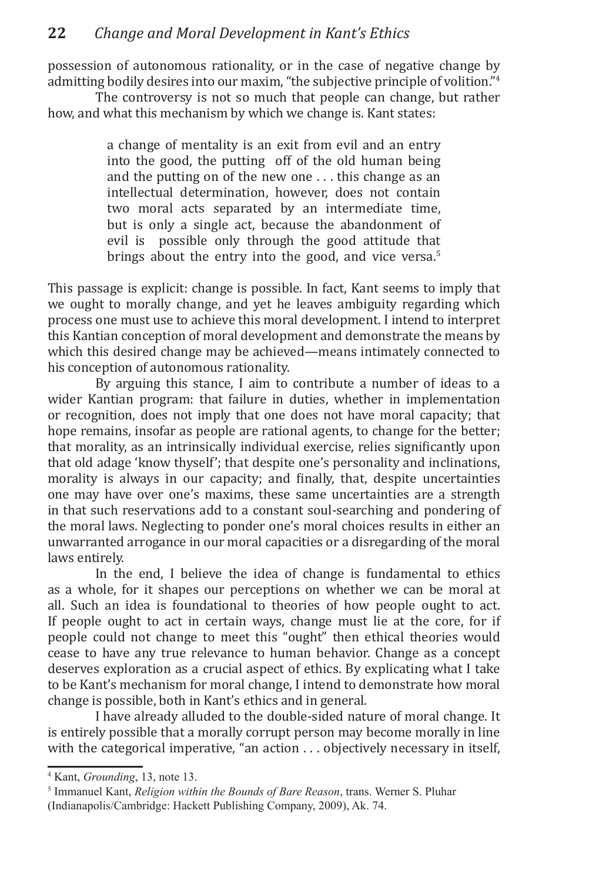possession of autonomous rationality, or in the case of negative change by admitting bodily desires into our maxim, "the subjective principle of volition."[4]

The controversy is not so much that people can change, but rather how, and what this mechanism by which we change is. Kant states:

> a change of mentality is an exit from evil and an entry into the good, the putting off of the old human being and the putting on of the new one . . . this change as an intellectual determination, however, does not contain two moral acts separated by an intermediate time, but is only a single act, because the abandonment of evil is possible only through the good attitude that brings about the entry into the good, and vice versa.[5]

This passage is explicit: change is possible. In fact, Kant seems to imply that we ought to morally change, and yet he leaves ambiguity regarding which process one must use to achieve this moral development. I intend to interpret this Kantian conception of moral development and demonstrate the means by which this desired change may be achieved—means intimately connected to his conception of autonomous rationality.

By arguing this stance, I aim to contribute a number of ideas to a wider Kantian program: that failure in duties, whether in implementation or recognition, does not imply that one does not have moral capacity; that hope remains, insofar as people are rational agents, to change for the better; that morality, as an intrinsically individual exercise, relies significantly upon that old adage 'know thyself'; that despite one's personality and inclinations, morality is always in our capacity; and finally, that, despite uncertainties one may have over one's maxims, these same uncertainties are a strength in that such reservations add to a constant soul-searching and pondering of the moral laws. Neglecting to ponder one's moral choices results in either an unwarranted arrogance in our moral capacities or a disregarding of the moral laws entirely.

In the end, I believe the idea of change is fundamental to ethics as a whole, for it shapes our perceptions on whether we can be moral at all. Such an idea is foundational to theories of how people ought to act. If people ought to act in certain ways, change must lie at the core, for if people could not change to meet this "ought" then ethical theories would cease to have any true relevance to human behavior. Change as a concept deserves exploration as a crucial aspect of ethics. By explicating what I take to be Kant's mechanism for moral change, I intend to demonstrate how moral change is possible, both in Kant's ethics and in general.

I have already alluded to the double-sided nature of moral change. It is entirely possible that a morally corrupt person may become morally in line with the categorical imperative, "an action . . . objectively necessary in itself,

---

[4] Kant, *Grounding*, 13, note 13.

[5] Immanuel Kant, *Religion within the Bounds of Bare Reason*, trans. Werner S. Pluhar (Indianapolis/Cambridge: Hackett Publishing Company, 2009), Ak. 74.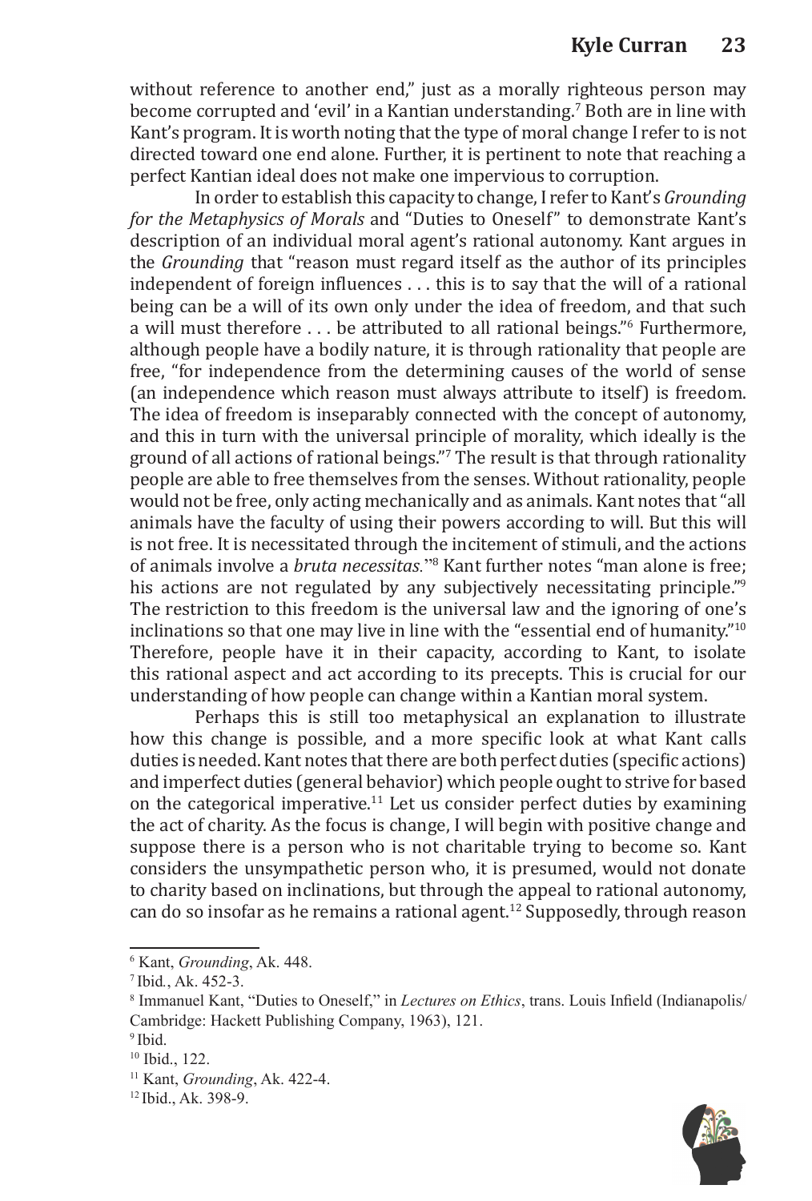without reference to another end," just as a morally righteous person may become corrupted and 'evil' in a Kantian understanding.[7] Both are in line with Kant's program. It is worth noting that the type of moral change I refer to is not directed toward one end alone. Further, it is pertinent to note that reaching a perfect Kantian ideal does not make one impervious to corruption.

In order to establish this capacity to change, I refer to Kant's *Grounding for the Metaphysics of Morals* and "Duties to Oneself" to demonstrate Kant's description of an individual moral agent's rational autonomy. Kant argues in the *Grounding* that "reason must regard itself as the author of its principles independent of foreign influences . . . this is to say that the will of a rational being can be a will of its own only under the idea of freedom, and that such a will must therefore . . . be attributed to all rational beings."[6] Furthermore, although people have a bodily nature, it is through rationality that people are free, "for independence from the determining causes of the world of sense (an independence which reason must always attribute to itself) is freedom. The idea of freedom is inseparably connected with the concept of autonomy, and this in turn with the universal principle of morality, which ideally is the ground of all actions of rational beings."[7] The result is that through rationality people are able to free themselves from the senses. Without rationality, people would not be free, only acting mechanically and as animals. Kant notes that "all animals have the faculty of using their powers according to will. But this will is not free. It is necessitated through the incitement of stimuli, and the actions of animals involve a *bruta necessitas*."[8] Kant further notes "man alone is free; his actions are not regulated by any subjectively necessitating principle."[9] The restriction to this freedom is the universal law and the ignoring of one's inclinations so that one may live in line with the "essential end of humanity."[10] Therefore, people have it in their capacity, according to Kant, to isolate this rational aspect and act according to its precepts. This is crucial for our understanding of how people can change within a Kantian moral system.

Perhaps this is still too metaphysical an explanation to illustrate how this change is possible, and a more specific look at what Kant calls duties is needed. Kant notes that there are both perfect duties (specific actions) and imperfect duties (general behavior) which people ought to strive for based on the categorical imperative.[11] Let us consider perfect duties by examining the act of charity. As the focus is change, I will begin with positive change and suppose there is a person who is not charitable trying to become so. Kant considers the unsympathetic person who, it is presumed, would not donate to charity based on inclinations, but through the appeal to rational autonomy, can do so insofar as he remains a rational agent.[12] Supposedly, through reason

---

[6] Kant, *Grounding*, Ak. 448.

[7] Ibid., Ak. 452-3.

[8] Immanuel Kant, "Duties to Oneself," in *Lectures on Ethics*, trans. Louis Infield (Indianapolis/Cambridge: Hackett Publishing Company, 1963), 121.

[9] Ibid.

[10] Ibid., 122.

[11] Kant, *Grounding*, Ak. 422-4.

[12] Ibid., Ak. 398-9.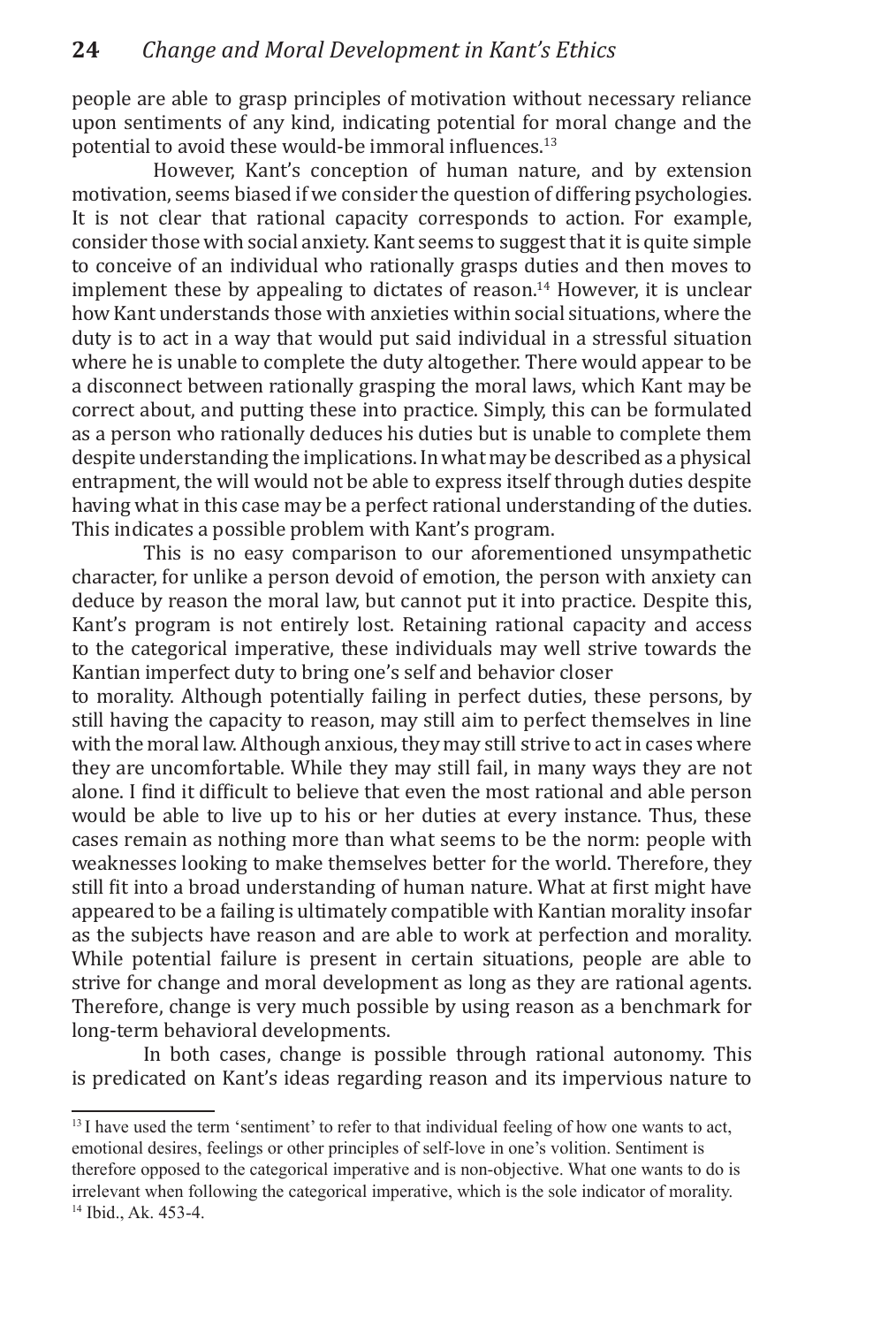people are able to grasp principles of motivation without necessary reliance upon sentiments of any kind, indicating potential for moral change and the potential to avoid these would-be immoral influences.[13]

However, Kant's conception of human nature, and by extension motivation, seems biased if we consider the question of differing psychologies. It is not clear that rational capacity corresponds to action. For example, consider those with social anxiety. Kant seems to suggest that it is quite simple to conceive of an individual who rationally grasps duties and then moves to implement these by appealing to dictates of reason.[14] However, it is unclear how Kant understands those with anxieties within social situations, where the duty is to act in a way that would put said individual in a stressful situation where he is unable to complete the duty altogether. There would appear to be a disconnect between rationally grasping the moral laws, which Kant may be correct about, and putting these into practice. Simply, this can be formulated as a person who rationally deduces his duties but is unable to complete them despite understanding the implications. In what may be described as a physical entrapment, the will would not be able to express itself through duties despite having what in this case may be a perfect rational understanding of the duties. This indicates a possible problem with Kant's program.

This is no easy comparison to our aforementioned unsympathetic character, for unlike a person devoid of emotion, the person with anxiety can deduce by reason the moral law, but cannot put it into practice. Despite this, Kant's program is not entirely lost. Retaining rational capacity and access to the categorical imperative, these individuals may well strive towards the Kantian imperfect duty to bring one's self and behavior closer to morality. Although potentially failing in perfect duties, these persons, by still having the capacity to reason, may still aim to perfect themselves in line with the moral law. Although anxious, they may still strive to act in cases where they are uncomfortable. While they may still fail, in many ways they are not alone. I find it difficult to believe that even the most rational and able person would be able to live up to his or her duties at every instance. Thus, these cases remain as nothing more than what seems to be the norm: people with weaknesses looking to make themselves better for the world. Therefore, they still fit into a broad understanding of human nature. What at first might have appeared to be a failing is ultimately compatible with Kantian morality insofar as the subjects have reason and are able to work at perfection and morality. While potential failure is present in certain situations, people are able to strive for change and moral development as long as they are rational agents. Therefore, change is very much possible by using reason as a benchmark for long-term behavioral developments.

In both cases, change is possible through rational autonomy. This is predicated on Kant's ideas regarding reason and its impervious nature to

---

[13] I have used the term 'sentiment' to refer to that individual feeling of how one wants to act, emotional desires, feelings or other principles of self-love in one's volition. Sentiment is therefore opposed to the categorical imperative and is non-objective. What one wants to do is irrelevant when following the categorical imperative, which is the sole indicator of morality.

[14] Ibid., Ak. 453-4.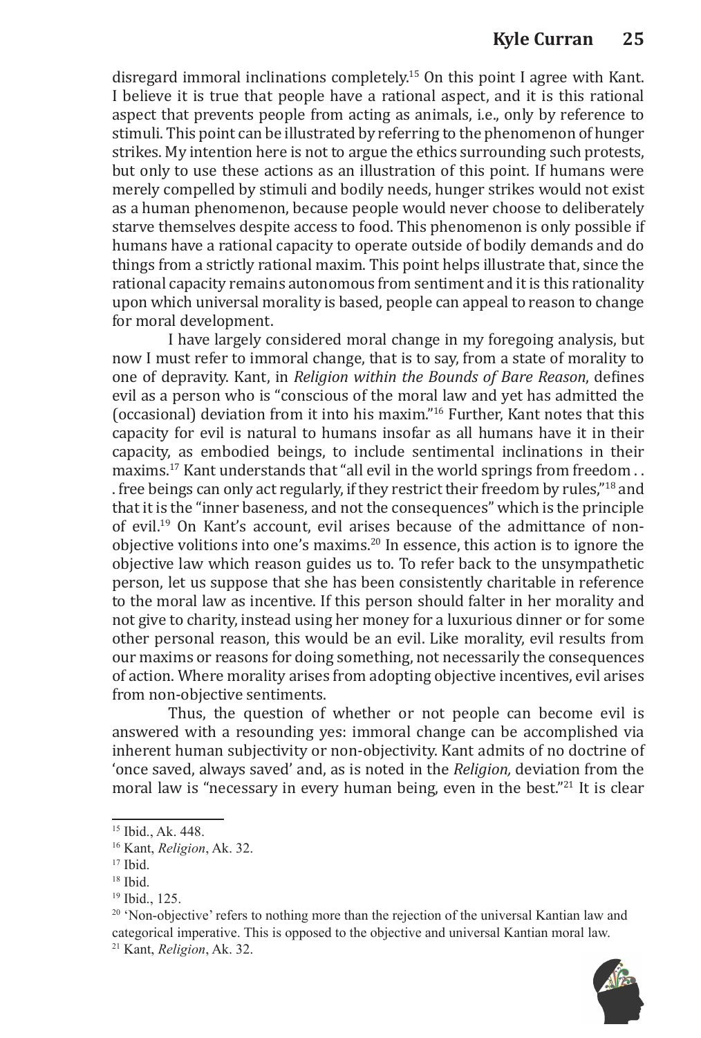disregard immoral inclinations completely.[15] On this point I agree with Kant. I believe it is true that people have a rational aspect, and it is this rational aspect that prevents people from acting as animals, i.e., only by reference to stimuli. This point can be illustrated by referring to the phenomenon of hunger strikes. My intention here is not to argue the ethics surrounding such protests, but only to use these actions as an illustration of this point. If humans were merely compelled by stimuli and bodily needs, hunger strikes would not exist as a human phenomenon, because people would never choose to deliberately starve themselves despite access to food. This phenomenon is only possible if humans have a rational capacity to operate outside of bodily demands and do things from a strictly rational maxim. This point helps illustrate that, since the rational capacity remains autonomous from sentiment and it is this rationality upon which universal morality is based, people can appeal to reason to change for moral development.

I have largely considered moral change in my foregoing analysis, but now I must refer to immoral change, that is to say, from a state of morality to one of depravity. Kant, in *Religion within the Bounds of Bare Reason*, defines evil as a person who is "conscious of the moral law and yet has admitted the (occasional) deviation from it into his maxim."[16] Further, Kant notes that this capacity for evil is natural to humans insofar as all humans have it in their capacity, as embodied beings, to include sentimental inclinations in their maxims.[17] Kant understands that "all evil in the world springs from freedom . . . free beings can only act regularly, if they restrict their freedom by rules,"[18] and that it is the "inner baseness, and not the consequences" which is the principle of evil.[19] On Kant's account, evil arises because of the admittance of non-objective volitions into one's maxims.[20] In essence, this action is to ignore the objective law which reason guides us to. To refer back to the unsympathetic person, let us suppose that she has been consistently charitable in reference to the moral law as incentive. If this person should falter in her morality and not give to charity, instead using her money for a luxurious dinner or for some other personal reason, this would be an evil. Like morality, evil results from our maxims or reasons for doing something, not necessarily the consequences of action. Where morality arises from adopting objective incentives, evil arises from non-objective sentiments.

Thus, the question of whether or not people can become evil is answered with a resounding yes: immoral change can be accomplished via inherent human subjectivity or non-objectivity. Kant admits of no doctrine of 'once saved, always saved' and, as is noted in the *Religion,* deviation from the moral law is "necessary in every human being, even in the best."[21] It is clear

---

[15] Ibid., Ak. 448.

[16] Kant, *Religion*, Ak. 32.

[17] Ibid.

[18] Ibid.

[19] Ibid., 125.

[20] 'Non-objective' refers to nothing more than the rejection of the universal Kantian law and categorical imperative. This is opposed to the objective and universal Kantian moral law.

[21] Kant, *Religion*, Ak. 32.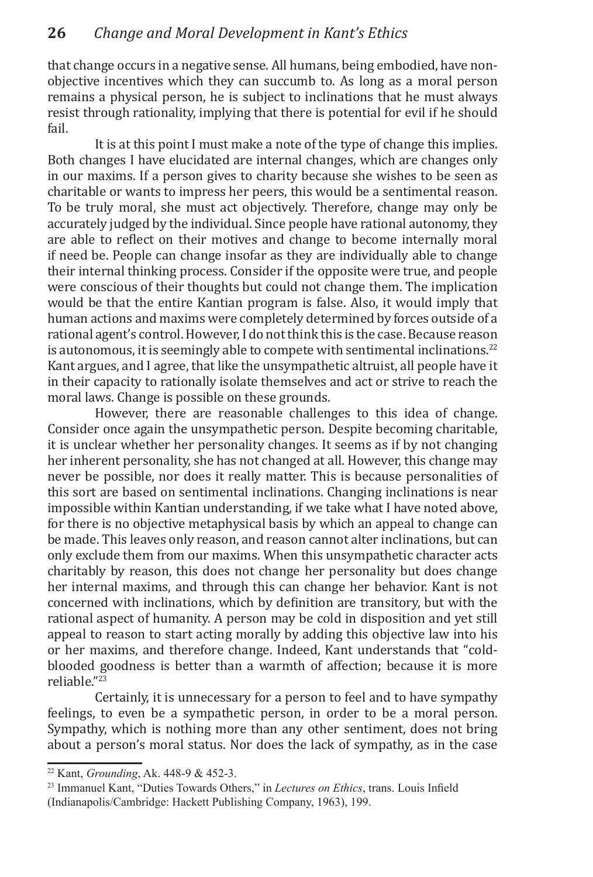that change occurs in a negative sense. All humans, being embodied, have non-objective incentives which they can succumb to. As long as a moral person remains a physical person, he is subject to inclinations that he must always resist through rationality, implying that there is potential for evil if he should fail.

It is at this point I must make a note of the type of change this implies. Both changes I have elucidated are internal changes, which are changes only in our maxims. If a person gives to charity because she wishes to be seen as charitable or wants to impress her peers, this would be a sentimental reason. To be truly moral, she must act objectively. Therefore, change may only be accurately judged by the individual. Since people have rational autonomy, they are able to reflect on their motives and change to become internally moral if need be. People can change insofar as they are individually able to change their internal thinking process. Consider if the opposite were true, and people were conscious of their thoughts but could not change them. The implication would be that the entire Kantian program is false. Also, it would imply that human actions and maxims were completely determined by forces outside of a rational agent's control. However, I do not think this is the case. Because reason is autonomous, it is seemingly able to compete with sentimental inclinations.[22] Kant argues, and I agree, that like the unsympathetic altruist, all people have it in their capacity to rationally isolate themselves and act or strive to reach the moral laws. Change is possible on these grounds.

However, there are reasonable challenges to this idea of change. Consider once again the unsympathetic person. Despite becoming charitable, it is unclear whether her personality changes. It seems as if by not changing her inherent personality, she has not changed at all. However, this change may never be possible, nor does it really matter. This is because personalities of this sort are based on sentimental inclinations. Changing inclinations is near impossible within Kantian understanding, if we take what I have noted above, for there is no objective metaphysical basis by which an appeal to change can be made. This leaves only reason, and reason cannot alter inclinations, but can only exclude them from our maxims. When this unsympathetic character acts charitably by reason, this does not change her personality but does change her internal maxims, and through this can change her behavior. Kant is not concerned with inclinations, which by definition are transitory, but with the rational aspect of humanity. A person may be cold in disposition and yet still appeal to reason to start acting morally by adding this objective law into his or her maxims, and therefore change. Indeed, Kant understands that "cold-blooded goodness is better than a warmth of affection; because it is more reliable."[23]

Certainly, it is unnecessary for a person to feel and to have sympathy feelings, to even be a sympathetic person, in order to be a moral person. Sympathy, which is nothing more than any other sentiment, does not bring about a person's moral status. Nor does the lack of sympathy, as in the case

---

[22] Kant, *Grounding*, Ak. 448-9 & 452-3.

[23] Immanuel Kant, "Duties Towards Others," in *Lectures on Ethics*, trans. Louis Infield (Indianapolis/Cambridge: Hackett Publishing Company, 1963), 199.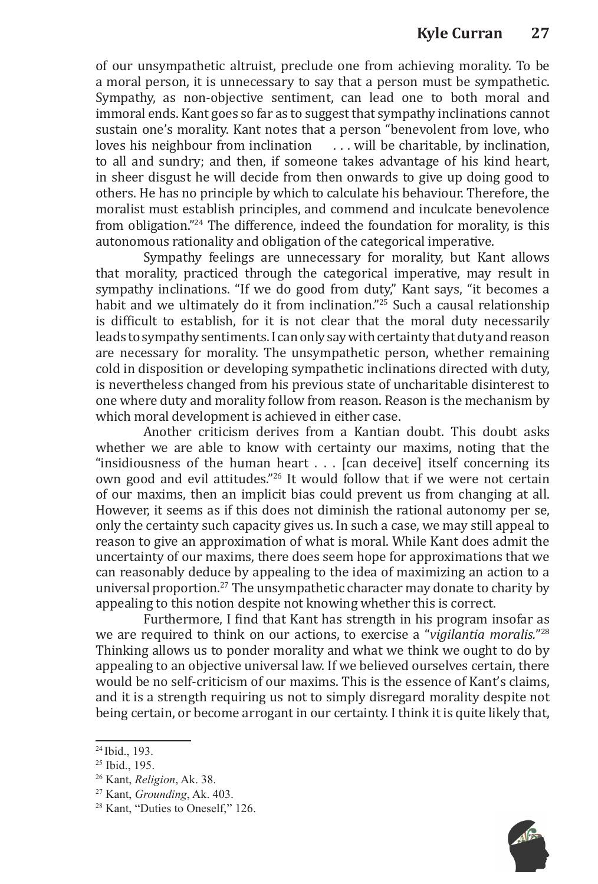of our unsympathetic altruist, preclude one from achieving morality. To be a moral person, it is unnecessary to say that a person must be sympathetic. Sympathy, as non-objective sentiment, can lead one to both moral and immoral ends. Kant goes so far as to suggest that sympathy inclinations cannot sustain one's morality. Kant notes that a person "benevolent from love, who loves his neighbour from inclination . . . will be charitable, by inclination, to all and sundry; and then, if someone takes advantage of his kind heart, in sheer disgust he will decide from then onwards to give up doing good to others. He has no principle by which to calculate his behaviour. Therefore, the moralist must establish principles, and commend and inculcate benevolence from obligation."[24] The difference, indeed the foundation for morality, is this autonomous rationality and obligation of the categorical imperative.

Sympathy feelings are unnecessary for morality, but Kant allows that morality, practiced through the categorical imperative, may result in sympathy inclinations. "If we do good from duty," Kant says, "it becomes a habit and we ultimately do it from inclination."[25] Such a causal relationship is difficult to establish, for it is not clear that the moral duty necessarily leads to sympathy sentiments. I can only say with certainty that duty and reason are necessary for morality. The unsympathetic person, whether remaining cold in disposition or developing sympathetic inclinations directed with duty, is nevertheless changed from his previous state of uncharitable disinterest to one where duty and morality follow from reason. Reason is the mechanism by which moral development is achieved in either case.

Another criticism derives from a Kantian doubt. This doubt asks whether we are able to know with certainty our maxims, noting that the "insidiousness of the human heart . . . [can deceive] itself concerning its own good and evil attitudes."[26] It would follow that if we were not certain of our maxims, then an implicit bias could prevent us from changing at all. However, it seems as if this does not diminish the rational autonomy per se, only the certainty such capacity gives us. In such a case, we may still appeal to reason to give an approximation of what is moral. While Kant does admit the uncertainty of our maxims, there does seem hope for approximations that we can reasonably deduce by appealing to the idea of maximizing an action to a universal proportion.[27] The unsympathetic character may donate to charity by appealing to this notion despite not knowing whether this is correct.

Furthermore, I find that Kant has strength in his program insofar as we are required to think on our actions, to exercise a "*vigilantia moralis.*"[28] Thinking allows us to ponder morality and what we think we ought to do by appealing to an objective universal law. If we believed ourselves certain, there would be no self-criticism of our maxims. This is the essence of Kant's claims, and it is a strength requiring us not to simply disregard morality despite not being certain, or become arrogant in our certainty. I think it is quite likely that,

---

[24] Ibid., 193.

[25] Ibid., 195.

[26] Kant, *Religion*, Ak. 38.

[27] Kant, *Grounding*, Ak. 403.

[28] Kant, "Duties to Oneself," 126.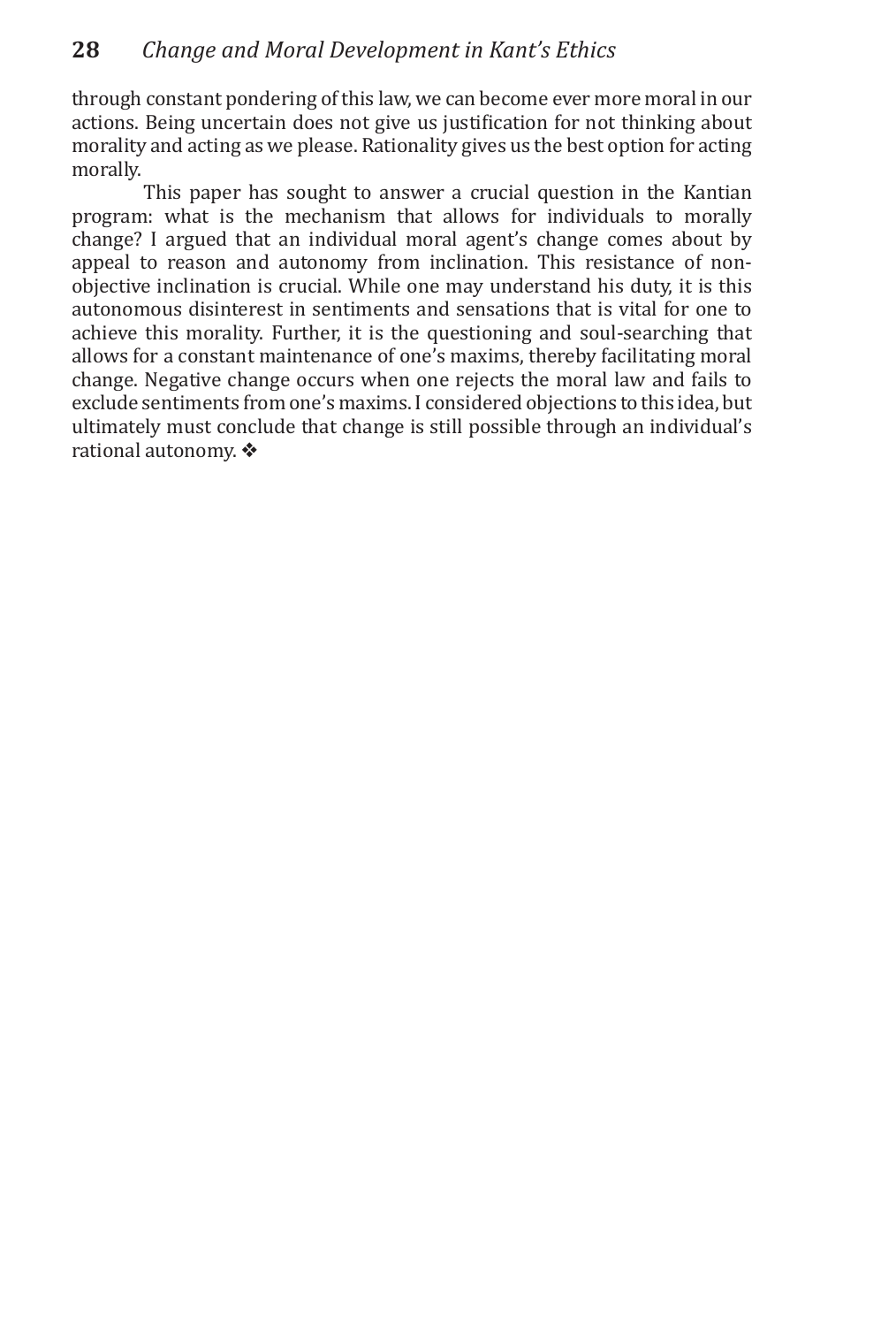through constant pondering of this law, we can become ever more moral in our actions. Being uncertain does not give us justification for not thinking about morality and acting as we please. Rationality gives us the best option for acting morally.

This paper has sought to answer a crucial question in the Kantian program: what is the mechanism that allows for individuals to morally change? I argued that an individual moral agent's change comes about by appeal to reason and autonomy from inclination. This resistance of non-objective inclination is crucial. While one may understand his duty, it is this autonomous disinterest in sentiments and sensations that is vital for one to achieve this morality. Further, it is the questioning and soul-searching that allows for a constant maintenance of one's maxims, thereby facilitating moral change. Negative change occurs when one rejects the moral law and fails to exclude sentiments from one's maxims. I considered objections to this idea, but ultimately must conclude that change is still possible through an individual's rational autonomy. ❖